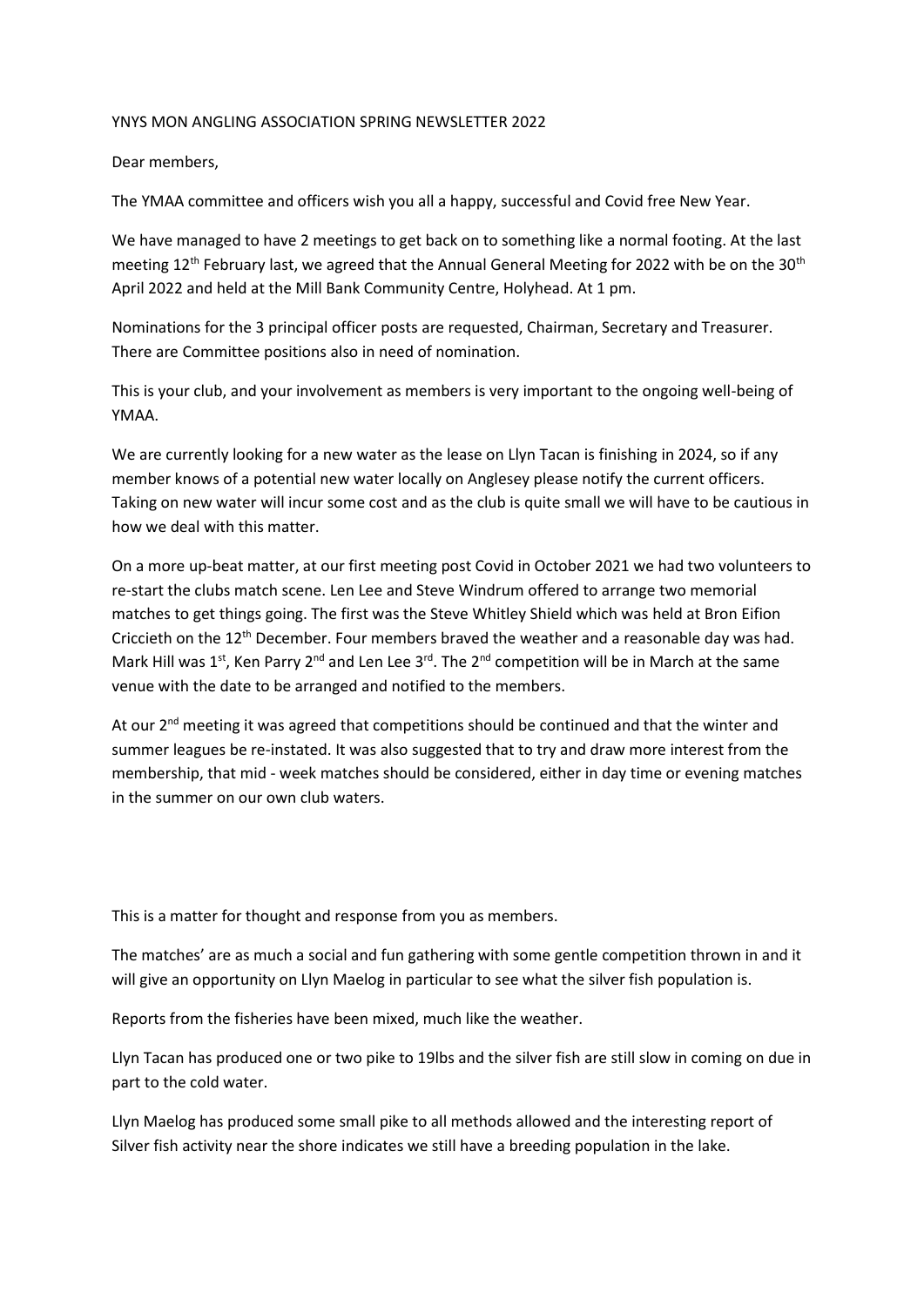# YNYS MON ANGLING ASSOCIATION SPRING NEWSLETTER 2022

Dear members,

The YMAA committee and officers wish you all a happy, successful and Covid free New Year.

We have managed to have 2 meetings to get back on to something like a normal footing. At the last meeting 12th February last, we agreed that the Annual General Meeting for 2022 with be on the 30th April 2022 and held at the Mill Bank Community Centre, Holyhead. At 1 pm.

Nominations for the 3 principal officer posts are requested, Chairman, Secretary and Treasurer. There are Committee positions also in need of nomination.

This is your club, and your involvement as members is very important to the ongoing well-being of YMAA.

We are currently looking for a new water as the lease on Llyn Tacan is finishing in 2024, so if any member knows of a potential new water locally on Anglesey please notify the current officers. Taking on new water will incur some cost and as the club is quite small we will have to be cautious in how we deal with this matter.

On a more up-beat matter, at our first meeting post Covid in October 2021 we had two volunteers to re-start the clubs match scene. Len Lee and Steve Windrum offered to arrange two memorial matches to get things going. The first was the Steve Whitley Shield which was held at Bron Eifion Criccieth on the 12th December. Four members braved the weather and a reasonable day was had. Mark Hill was 1st, Ken Parry 2nd and Len Lee 3rd. The 2nd competition will be in March at the same venue with the date to be arranged and notified to the members.

At our 2nd meeting it was agreed that competitions should be continued and that the winter and summer leagues be re-instated. It was also suggested that to try and draw more interest from the membership, that mid - week matches should be considered, either in day time or evening matches in the summer on our own club waters.

This is a matter for thought and response from you as members.

The matches' are as much a social and fun gathering with some gentle competition thrown in and it will give an opportunity on Llyn Maelog in particular to see what the silver fish population is.

Reports from the fisheries have been mixed, much like the weather.

Llyn Tacan has produced one or two pike to 19lbs and the silver fish are still slow in coming on due in part to the cold water.

Llyn Maelog has produced some small pike to all methods allowed and the interesting report of Silver fish activity near the shore indicates we still have a breeding population in the lake.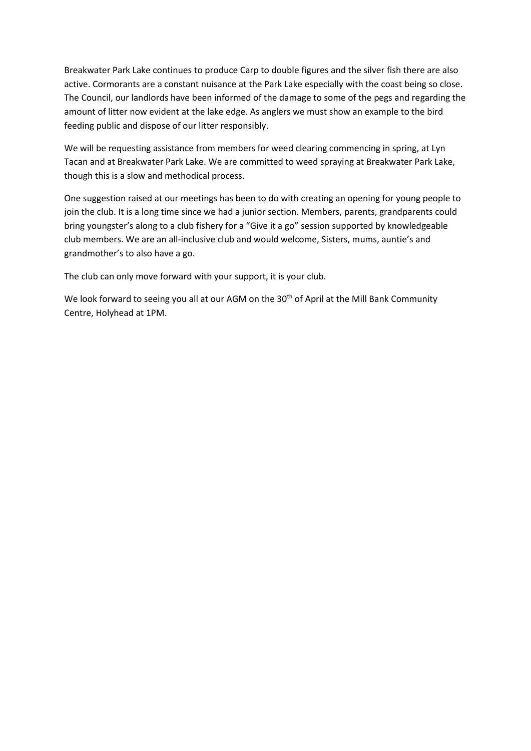Breakwater Park Lake continues to produce Carp to double figures and the silver fish there are also active. Cormorants are a constant nuisance at the Park Lake especially with the coast being so close. The Council, our landlords have been informed of the damage to some of the pegs and regarding the amount of litter now evident at the lake edge. As anglers we must show an example to the bird feeding public and dispose of our litter responsibly.

We will be requesting assistance from members for weed clearing commencing in spring, at Lyn Tacan and at Breakwater Park Lake. We are committed to weed spraying at Breakwater Park Lake, though this is a slow and methodical process.

One suggestion raised at our meetings has been to do with creating an opening for young people to join the club. It is a long time since we had a junior section. Members, parents, grandparents could bring youngster's along to a club fishery for a "Give it a go" session supported by knowledgeable club members. We are an all-inclusive club and would welcome, Sisters, mums, auntie's and grandmother's to also have a go.

The club can only move forward with your support, it is your club.

We look forward to seeing you all at our AGM on the 30th of April at the Mill Bank Community Centre, Holyhead at 1PM.